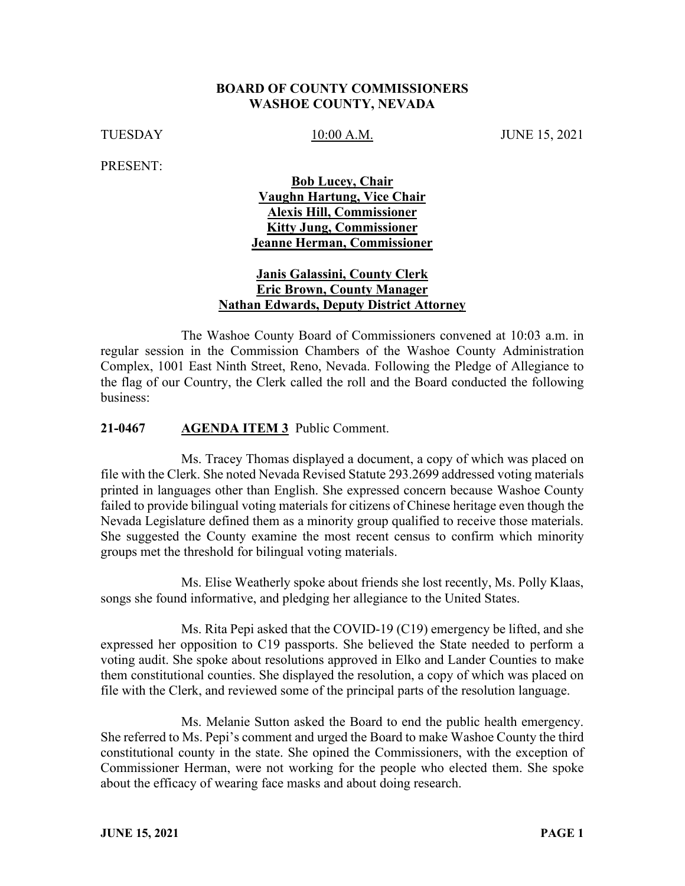# BOARD OF COUNTY COMMISSIONERS
# WASHOE COUNTY, NEVADA

TUESDAY 10:00 A.M. JUNE 15, 2021

PRESENT:

**Bob Lucey, Chair**
**Vaughn Hartung, Vice Chair**
**Alexis Hill, Commissioner**
**Kitty Jung, Commissioner**
**Jeanne Herman, Commissioner**

**Janis Galassini, County Clerk**
**Eric Brown, County Manager**
**Nathan Edwards, Deputy District Attorney**

The Washoe County Board of Commissioners convened at 10:03 a.m. in regular session in the Commission Chambers of the Washoe County Administration Complex, 1001 East Ninth Street, Reno, Nevada. Following the Pledge of Allegiance to the flag of our Country, the Clerk called the roll and the Board conducted the following business:

**21-0467 AGENDA ITEM 3** Public Comment.

Ms. Tracey Thomas displayed a document, a copy of which was placed on file with the Clerk. She noted Nevada Revised Statute 293.2699 addressed voting materials printed in languages other than English. She expressed concern because Washoe County failed to provide bilingual voting materials for citizens of Chinese heritage even though the Nevada Legislature defined them as a minority group qualified to receive those materials. She suggested the County examine the most recent census to confirm which minority groups met the threshold for bilingual voting materials.

Ms. Elise Weatherly spoke about friends she lost recently, Ms. Polly Klaas, songs she found informative, and pledging her allegiance to the United States.

Ms. Rita Pepi asked that the COVID-19 (C19) emergency be lifted, and she expressed her opposition to C19 passports. She believed the State needed to perform a voting audit. She spoke about resolutions approved in Elko and Lander Counties to make them constitutional counties. She displayed the resolution, a copy of which was placed on file with the Clerk, and reviewed some of the principal parts of the resolution language.

Ms. Melanie Sutton asked the Board to end the public health emergency. She referred to Ms. Pepi's comment and urged the Board to make Washoe County the third constitutional county in the state. She opined the Commissioners, with the exception of Commissioner Herman, were not working for the people who elected them. She spoke about the efficacy of wearing face masks and about doing research.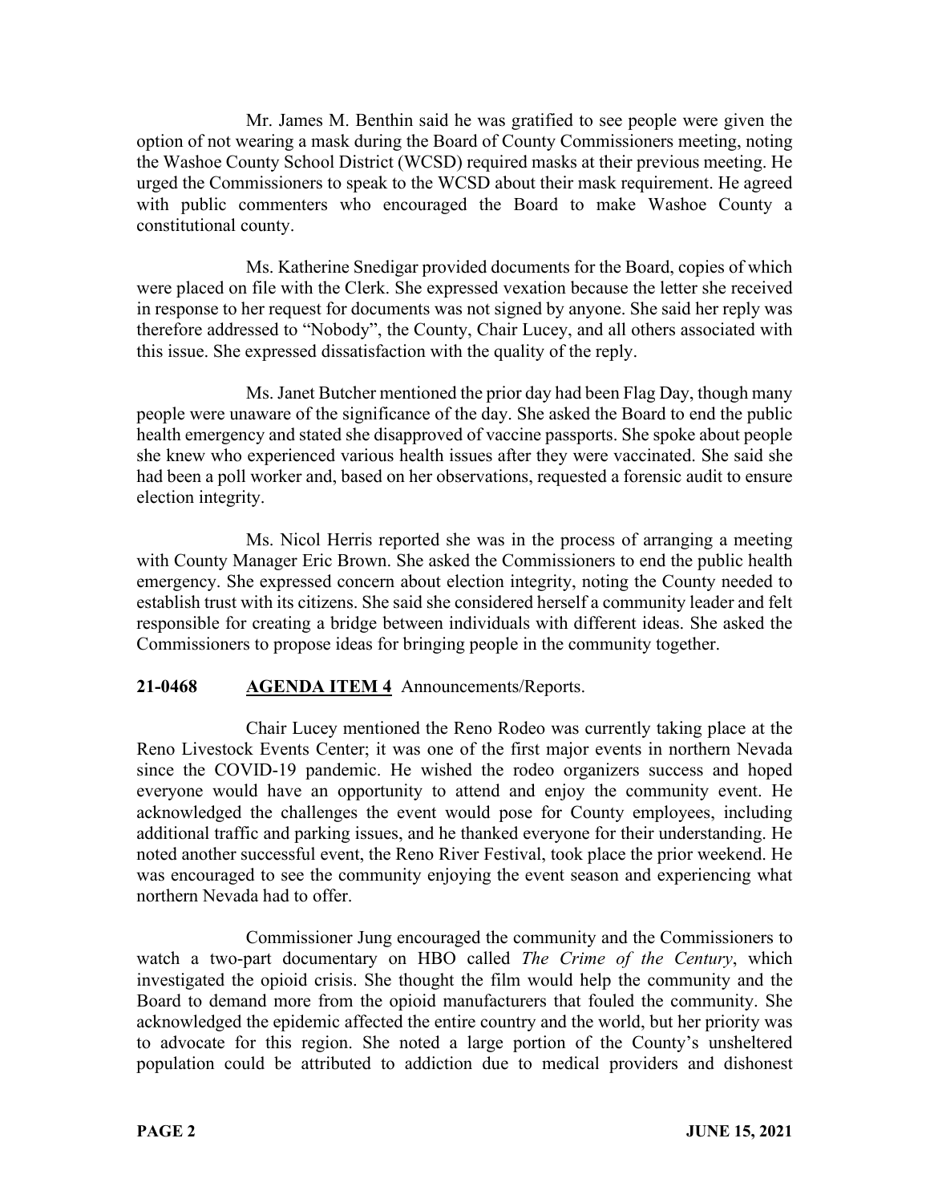Mr. James M. Benthin said he was gratified to see people were given the option of not wearing a mask during the Board of County Commissioners meeting, noting the Washoe County School District (WCSD) required masks at their previous meeting. He urged the Commissioners to speak to the WCSD about their mask requirement. He agreed with public commenters who encouraged the Board to make Washoe County a constitutional county.

Ms. Katherine Snedigar provided documents for the Board, copies of which were placed on file with the Clerk. She expressed vexation because the letter she received in response to her request for documents was not signed by anyone. She said her reply was therefore addressed to "Nobody", the County, Chair Lucey, and all others associated with this issue. She expressed dissatisfaction with the quality of the reply.

Ms. Janet Butcher mentioned the prior day had been Flag Day, though many people were unaware of the significance of the day. She asked the Board to end the public health emergency and stated she disapproved of vaccine passports. She spoke about people she knew who experienced various health issues after they were vaccinated. She said she had been a poll worker and, based on her observations, requested a forensic audit to ensure election integrity.

Ms. Nicol Herris reported she was in the process of arranging a meeting with County Manager Eric Brown. She asked the Commissioners to end the public health emergency. She expressed concern about election integrity, noting the County needed to establish trust with its citizens. She said she considered herself a community leader and felt responsible for creating a bridge between individuals with different ideas. She asked the Commissioners to propose ideas for bringing people in the community together.

**21-0468 AGENDA ITEM 4** Announcements/Reports.

Chair Lucey mentioned the Reno Rodeo was currently taking place at the Reno Livestock Events Center; it was one of the first major events in northern Nevada since the COVID-19 pandemic. He wished the rodeo organizers success and hoped everyone would have an opportunity to attend and enjoy the community event. He acknowledged the challenges the event would pose for County employees, including additional traffic and parking issues, and he thanked everyone for their understanding. He noted another successful event, the Reno River Festival, took place the prior weekend. He was encouraged to see the community enjoying the event season and experiencing what northern Nevada had to offer.

Commissioner Jung encouraged the community and the Commissioners to watch a two-part documentary on HBO called *The Crime of the Century*, which investigated the opioid crisis. She thought the film would help the community and the Board to demand more from the opioid manufacturers that fouled the community. She acknowledged the epidemic affected the entire country and the world, but her priority was to advocate for this region. She noted a large portion of the County's unsheltered population could be attributed to addiction due to medical providers and dishonest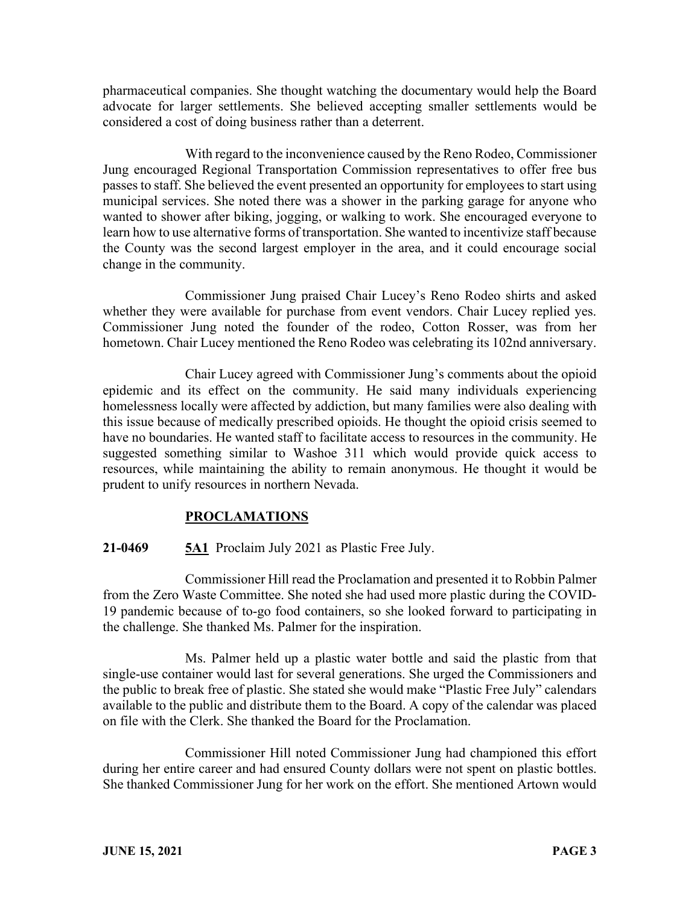pharmaceutical companies. She thought watching the documentary would help the Board advocate for larger settlements. She believed accepting smaller settlements would be considered a cost of doing business rather than a deterrent.

With regard to the inconvenience caused by the Reno Rodeo, Commissioner Jung encouraged Regional Transportation Commission representatives to offer free bus passes to staff. She believed the event presented an opportunity for employees to start using municipal services. She noted there was a shower in the parking garage for anyone who wanted to shower after biking, jogging, or walking to work. She encouraged everyone to learn how to use alternative forms of transportation. She wanted to incentivize staff because the County was the second largest employer in the area, and it could encourage social change in the community.

Commissioner Jung praised Chair Lucey's Reno Rodeo shirts and asked whether they were available for purchase from event vendors. Chair Lucey replied yes. Commissioner Jung noted the founder of the rodeo, Cotton Rosser, was from her hometown. Chair Lucey mentioned the Reno Rodeo was celebrating its 102nd anniversary.

Chair Lucey agreed with Commissioner Jung's comments about the opioid epidemic and its effect on the community. He said many individuals experiencing homelessness locally were affected by addiction, but many families were also dealing with this issue because of medically prescribed opioids. He thought the opioid crisis seemed to have no boundaries. He wanted staff to facilitate access to resources in the community. He suggested something similar to Washoe 311 which would provide quick access to resources, while maintaining the ability to remain anonymous. He thought it would be prudent to unify resources in northern Nevada.

## PROCLAMATIONS

**21-0469** **5A1** Proclaim July 2021 as Plastic Free July.

Commissioner Hill read the Proclamation and presented it to Robbin Palmer from the Zero Waste Committee. She noted she had used more plastic during the COVID-19 pandemic because of to-go food containers, so she looked forward to participating in the challenge. She thanked Ms. Palmer for the inspiration.

Ms. Palmer held up a plastic water bottle and said the plastic from that single-use container would last for several generations. She urged the Commissioners and the public to break free of plastic. She stated she would make "Plastic Free July" calendars available to the public and distribute them to the Board. A copy of the calendar was placed on file with the Clerk. She thanked the Board for the Proclamation.

Commissioner Hill noted Commissioner Jung had championed this effort during her entire career and had ensured County dollars were not spent on plastic bottles. She thanked Commissioner Jung for her work on the effort. She mentioned Artown would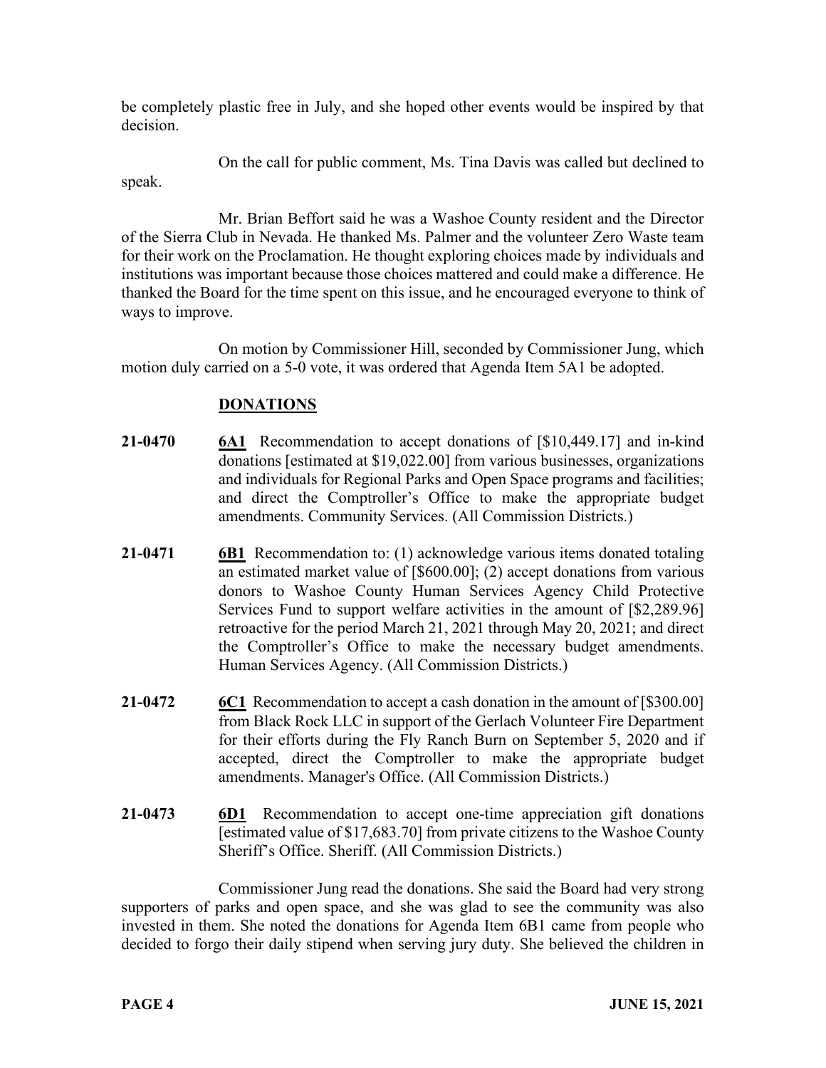be completely plastic free in July, and she hoped other events would be inspired by that decision.

On the call for public comment, Ms. Tina Davis was called but declined to speak.

Mr. Brian Beffort said he was a Washoe County resident and the Director of the Sierra Club in Nevada. He thanked Ms. Palmer and the volunteer Zero Waste team for their work on the Proclamation. He thought exploring choices made by individuals and institutions was important because those choices mattered and could make a difference. He thanked the Board for the time spent on this issue, and he encouraged everyone to think of ways to improve.

On motion by Commissioner Hill, seconded by Commissioner Jung, which motion duly carried on a 5-0 vote, it was ordered that Agenda Item 5A1 be adopted.

## DONATIONS

**21-0470** **6A1** Recommendation to accept donations of [$10,449.17] and in-kind donations [estimated at $19,022.00] from various businesses, organizations and individuals for Regional Parks and Open Space programs and facilities; and direct the Comptroller's Office to make the appropriate budget amendments. Community Services. (All Commission Districts.)

**21-0471** **6B1** Recommendation to: (1) acknowledge various items donated totaling an estimated market value of [$600.00]; (2) accept donations from various donors to Washoe County Human Services Agency Child Protective Services Fund to support welfare activities in the amount of [$2,289.96] retroactive for the period March 21, 2021 through May 20, 2021; and direct the Comptroller's Office to make the necessary budget amendments. Human Services Agency. (All Commission Districts.)

**21-0472** **6C1** Recommendation to accept a cash donation in the amount of [$300.00] from Black Rock LLC in support of the Gerlach Volunteer Fire Department for their efforts during the Fly Ranch Burn on September 5, 2020 and if accepted, direct the Comptroller to make the appropriate budget amendments. Manager's Office. (All Commission Districts.)

**21-0473** **6D1** Recommendation to accept one-time appreciation gift donations [estimated value of $17,683.70] from private citizens to the Washoe County Sheriff's Office. Sheriff. (All Commission Districts.)

Commissioner Jung read the donations. She said the Board had very strong supporters of parks and open space, and she was glad to see the community was also invested in them. She noted the donations for Agenda Item 6B1 came from people who decided to forgo their daily stipend when serving jury duty. She believed the children in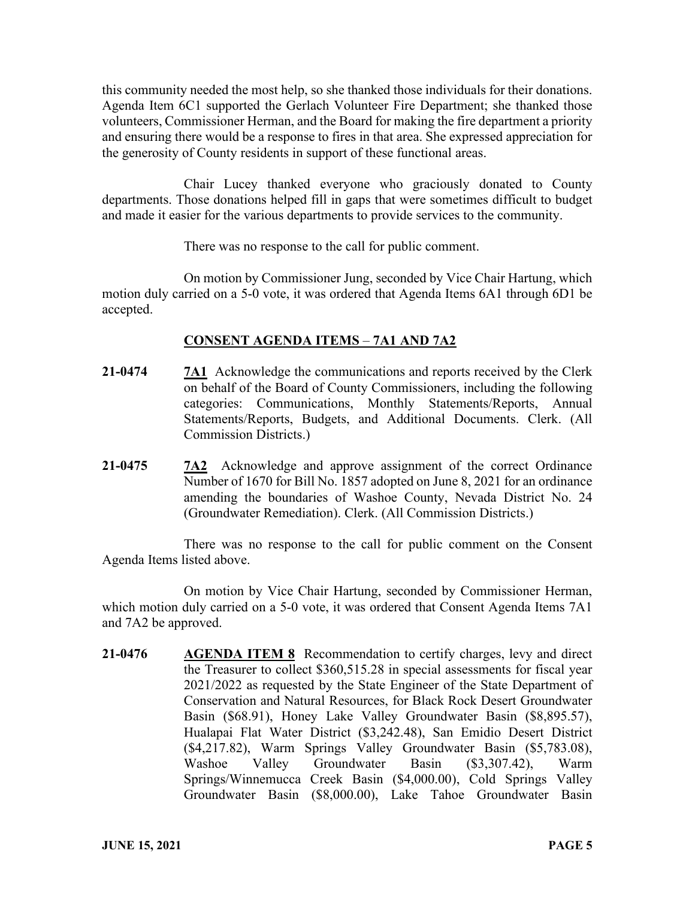this community needed the most help, so she thanked those individuals for their donations. Agenda Item 6C1 supported the Gerlach Volunteer Fire Department; she thanked those volunteers, Commissioner Herman, and the Board for making the fire department a priority and ensuring there would be a response to fires in that area. She expressed appreciation for the generosity of County residents in support of these functional areas.

Chair Lucey thanked everyone who graciously donated to County departments. Those donations helped fill in gaps that were sometimes difficult to budget and made it easier for the various departments to provide services to the community.

There was no response to the call for public comment.

On motion by Commissioner Jung, seconded by Vice Chair Hartung, which motion duly carried on a 5-0 vote, it was ordered that Agenda Items 6A1 through 6D1 be accepted.

## CONSENT AGENDA ITEMS – 7A1 AND 7A2

**21-0474** **7A1** Acknowledge the communications and reports received by the Clerk on behalf of the Board of County Commissioners, including the following categories: Communications, Monthly Statements/Reports, Annual Statements/Reports, Budgets, and Additional Documents. Clerk. (All Commission Districts.)

**21-0475** **7A2** Acknowledge and approve assignment of the correct Ordinance Number of 1670 for Bill No. 1857 adopted on June 8, 2021 for an ordinance amending the boundaries of Washoe County, Nevada District No. 24 (Groundwater Remediation). Clerk. (All Commission Districts.)

There was no response to the call for public comment on the Consent Agenda Items listed above.

On motion by Vice Chair Hartung, seconded by Commissioner Herman, which motion duly carried on a 5-0 vote, it was ordered that Consent Agenda Items 7A1 and 7A2 be approved.

**21-0476** **AGENDA ITEM 8** Recommendation to certify charges, levy and direct the Treasurer to collect $360,515.28 in special assessments for fiscal year 2021/2022 as requested by the State Engineer of the State Department of Conservation and Natural Resources, for Black Rock Desert Groundwater Basin ($68.91), Honey Lake Valley Groundwater Basin ($8,895.57), Hualapai Flat Water District ($3,242.48), San Emidio Desert District ($4,217.82), Warm Springs Valley Groundwater Basin ($5,783.08), Washoe Valley Groundwater Basin ($3,307.42), Warm Springs/Winnemucca Creek Basin ($4,000.00), Cold Springs Valley Groundwater Basin ($8,000.00), Lake Tahoe Groundwater Basin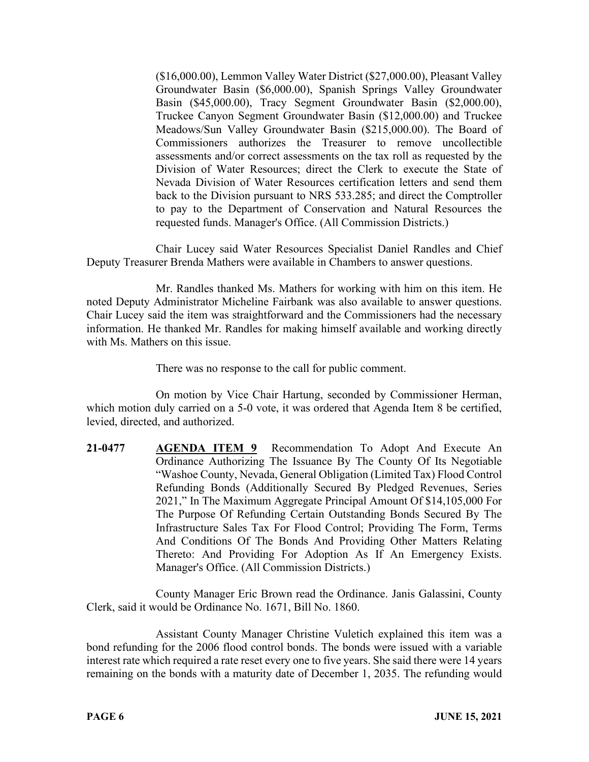($16,000.00), Lemmon Valley Water District ($27,000.00), Pleasant Valley Groundwater Basin ($6,000.00), Spanish Springs Valley Groundwater Basin ($45,000.00), Tracy Segment Groundwater Basin ($2,000.00), Truckee Canyon Segment Groundwater Basin ($12,000.00) and Truckee Meadows/Sun Valley Groundwater Basin ($215,000.00). The Board of Commissioners authorizes the Treasurer to remove uncollectible assessments and/or correct assessments on the tax roll as requested by the Division of Water Resources; direct the Clerk to execute the State of Nevada Division of Water Resources certification letters and send them back to the Division pursuant to NRS 533.285; and direct the Comptroller to pay to the Department of Conservation and Natural Resources the requested funds. Manager's Office. (All Commission Districts.)

Chair Lucey said Water Resources Specialist Daniel Randles and Chief Deputy Treasurer Brenda Mathers were available in Chambers to answer questions.

Mr. Randles thanked Ms. Mathers for working with him on this item. He noted Deputy Administrator Micheline Fairbank was also available to answer questions. Chair Lucey said the item was straightforward and the Commissioners had the necessary information. He thanked Mr. Randles for making himself available and working directly with Ms. Mathers on this issue.

There was no response to the call for public comment.

On motion by Vice Chair Hartung, seconded by Commissioner Herman, which motion duly carried on a 5-0 vote, it was ordered that Agenda Item 8 be certified, levied, directed, and authorized.

**21-0477** **AGENDA ITEM 9** Recommendation To Adopt And Execute An Ordinance Authorizing The Issuance By The County Of Its Negotiable "Washoe County, Nevada, General Obligation (Limited Tax) Flood Control Refunding Bonds (Additionally Secured By Pledged Revenues, Series 2021," In The Maximum Aggregate Principal Amount Of $14,105,000 For The Purpose Of Refunding Certain Outstanding Bonds Secured By The Infrastructure Sales Tax For Flood Control; Providing The Form, Terms And Conditions Of The Bonds And Providing Other Matters Relating Thereto: And Providing For Adoption As If An Emergency Exists. Manager's Office. (All Commission Districts.)

County Manager Eric Brown read the Ordinance. Janis Galassini, County Clerk, said it would be Ordinance No. 1671, Bill No. 1860.

Assistant County Manager Christine Vuletich explained this item was a bond refunding for the 2006 flood control bonds. The bonds were issued with a variable interest rate which required a rate reset every one to five years. She said there were 14 years remaining on the bonds with a maturity date of December 1, 2035. The refunding would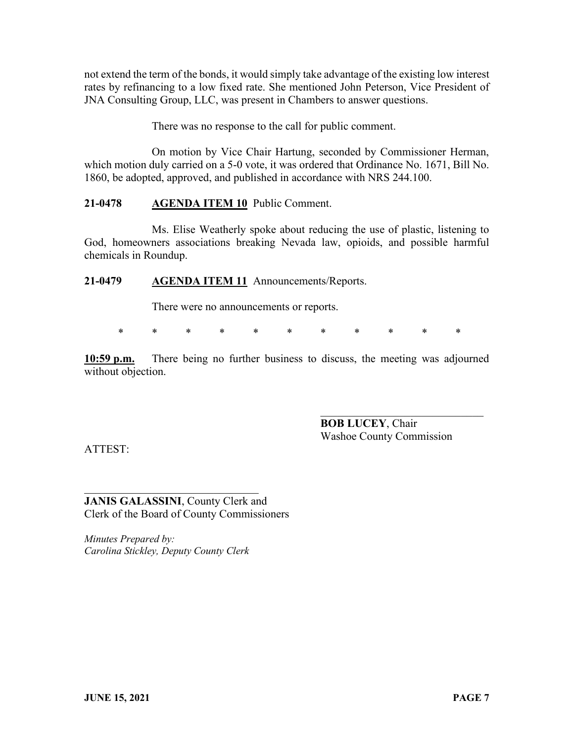not extend the term of the bonds, it would simply take advantage of the existing low interest rates by refinancing to a low fixed rate. She mentioned John Peterson, Vice President of JNA Consulting Group, LLC, was present in Chambers to answer questions.

There was no response to the call for public comment.

On motion by Vice Chair Hartung, seconded by Commissioner Herman, which motion duly carried on a 5-0 vote, it was ordered that Ordinance No. 1671, Bill No. 1860, be adopted, approved, and published in accordance with NRS 244.100.

**21-0478** **AGENDA ITEM 10** Public Comment.

Ms. Elise Weatherly spoke about reducing the use of plastic, listening to God, homeowners associations breaking Nevada law, opioids, and possible harmful chemicals in Roundup.

**21-0479** **AGENDA ITEM 11** Announcements/Reports.

There were no announcements or reports.

\* \* \* \* \* \* \* \* \* \* \*

**10:59 p.m.** There being no further business to discuss, the meeting was adjourned without objection.

\_\_\_\_\_\_\_\_\_\_\_\_\_\_\_\_\_\_\_\_\_\_\_\_\_\_\_\_\_\_
**BOB LUCEY**, Chair
Washoe County Commission

ATTEST:

\_\_\_\_\_\_\_\_\_\_\_\_\_\_\_\_\_\_\_\_\_\_\_\_\_\_\_\_\_\_
**JANIS GALASSINI**, County Clerk and
Clerk of the Board of County Commissioners

*Minutes Prepared by:*
*Carolina Stickley, Deputy County Clerk*